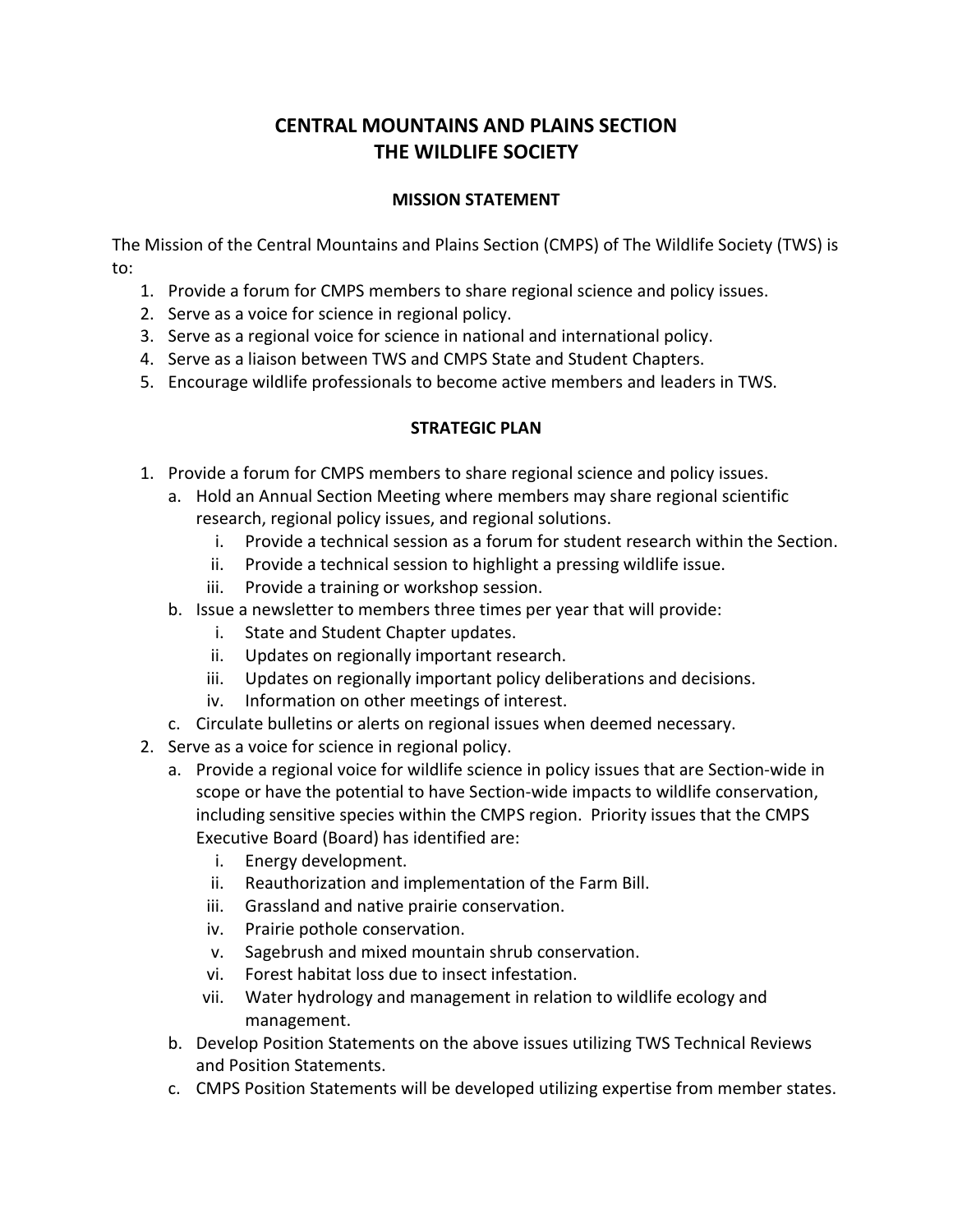# CENTRAL MOUNTAINS AND PLAINS SECTION
# THE WILDLIFE SOCIETY

## MISSION STATEMENT

The Mission of the Central Mountains and Plains Section (CMPS) of The Wildlife Society (TWS) is to:

1. Provide a forum for CMPS members to share regional science and policy issues.
2. Serve as a voice for science in regional policy.
3. Serve as a regional voice for science in national and international policy.
4. Serve as a liaison between TWS and CMPS State and Student Chapters.
5. Encourage wildlife professionals to become active members and leaders in TWS.

## STRATEGIC PLAN

1. Provide a forum for CMPS members to share regional science and policy issues.
   a. Hold an Annual Section Meeting where members may share regional scientific research, regional policy issues, and regional solutions.
      i. Provide a technical session as a forum for student research within the Section.
      ii. Provide a technical session to highlight a pressing wildlife issue.
      iii. Provide a training or workshop session.
   b. Issue a newsletter to members three times per year that will provide:
      i. State and Student Chapter updates.
      ii. Updates on regionally important research.
      iii. Updates on regionally important policy deliberations and decisions.
      iv. Information on other meetings of interest.
   c. Circulate bulletins or alerts on regional issues when deemed necessary.
2. Serve as a voice for science in regional policy.
   a. Provide a regional voice for wildlife science in policy issues that are Section-wide in scope or have the potential to have Section-wide impacts to wildlife conservation, including sensitive species within the CMPS region. Priority issues that the CMPS Executive Board (Board) has identified are:
      i. Energy development.
      ii. Reauthorization and implementation of the Farm Bill.
      iii. Grassland and native prairie conservation.
      iv. Prairie pothole conservation.
      v. Sagebrush and mixed mountain shrub conservation.
      vi. Forest habitat loss due to insect infestation.
      vii. Water hydrology and management in relation to wildlife ecology and management.
   b. Develop Position Statements on the above issues utilizing TWS Technical Reviews and Position Statements.
   c. CMPS Position Statements will be developed utilizing expertise from member states.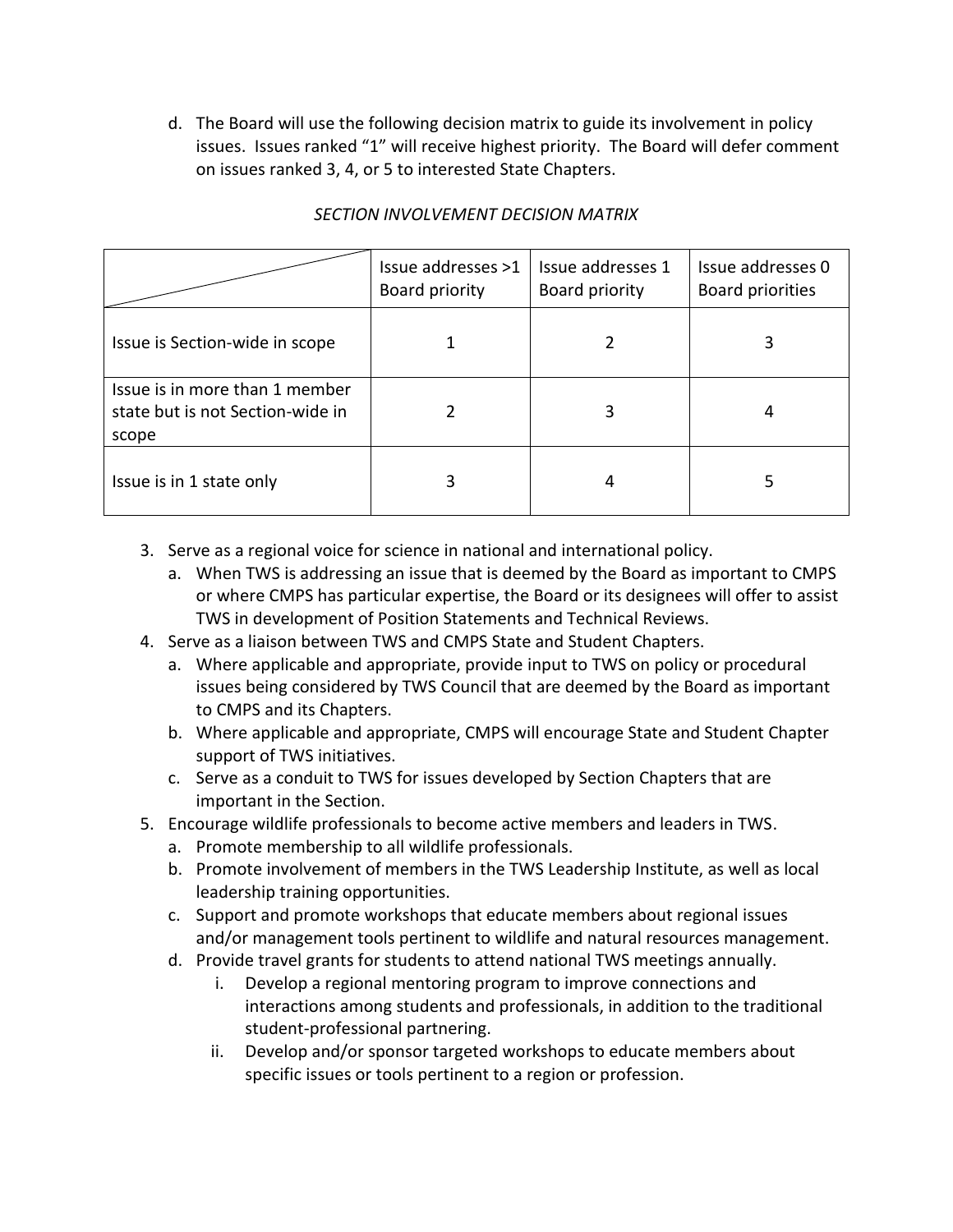d. The Board will use the following decision matrix to guide its involvement in policy issues. Issues ranked "1" will receive highest priority. The Board will defer comment on issues ranked 3, 4, or 5 to interested State Chapters.

*SECTION INVOLVEMENT DECISION MATRIX*

| | Issue addresses >1 Board priority | Issue addresses 1 Board priority | Issue addresses 0 Board priorities |
|---|---|---|---|
| Issue is Section-wide in scope | 1 | 2 | 3 |
| Issue is in more than 1 member state but is not Section-wide in scope | 2 | 3 | 4 |
| Issue is in 1 state only | 3 | 4 | 5 |

3. Serve as a regional voice for science in national and international policy.
   a. When TWS is addressing an issue that is deemed by the Board as important to CMPS or where CMPS has particular expertise, the Board or its designees will offer to assist TWS in development of Position Statements and Technical Reviews.
4. Serve as a liaison between TWS and CMPS State and Student Chapters.
   a. Where applicable and appropriate, provide input to TWS on policy or procedural issues being considered by TWS Council that are deemed by the Board as important to CMPS and its Chapters.
   b. Where applicable and appropriate, CMPS will encourage State and Student Chapter support of TWS initiatives.
   c. Serve as a conduit to TWS for issues developed by Section Chapters that are important in the Section.
5. Encourage wildlife professionals to become active members and leaders in TWS.
   a. Promote membership to all wildlife professionals.
   b. Promote involvement of members in the TWS Leadership Institute, as well as local leadership training opportunities.
   c. Support and promote workshops that educate members about regional issues and/or management tools pertinent to wildlife and natural resources management.
   d. Provide travel grants for students to attend national TWS meetings annually.
      i. Develop a regional mentoring program to improve connections and interactions among students and professionals, in addition to the traditional student-professional partnering.
      ii. Develop and/or sponsor targeted workshops to educate members about specific issues or tools pertinent to a region or profession.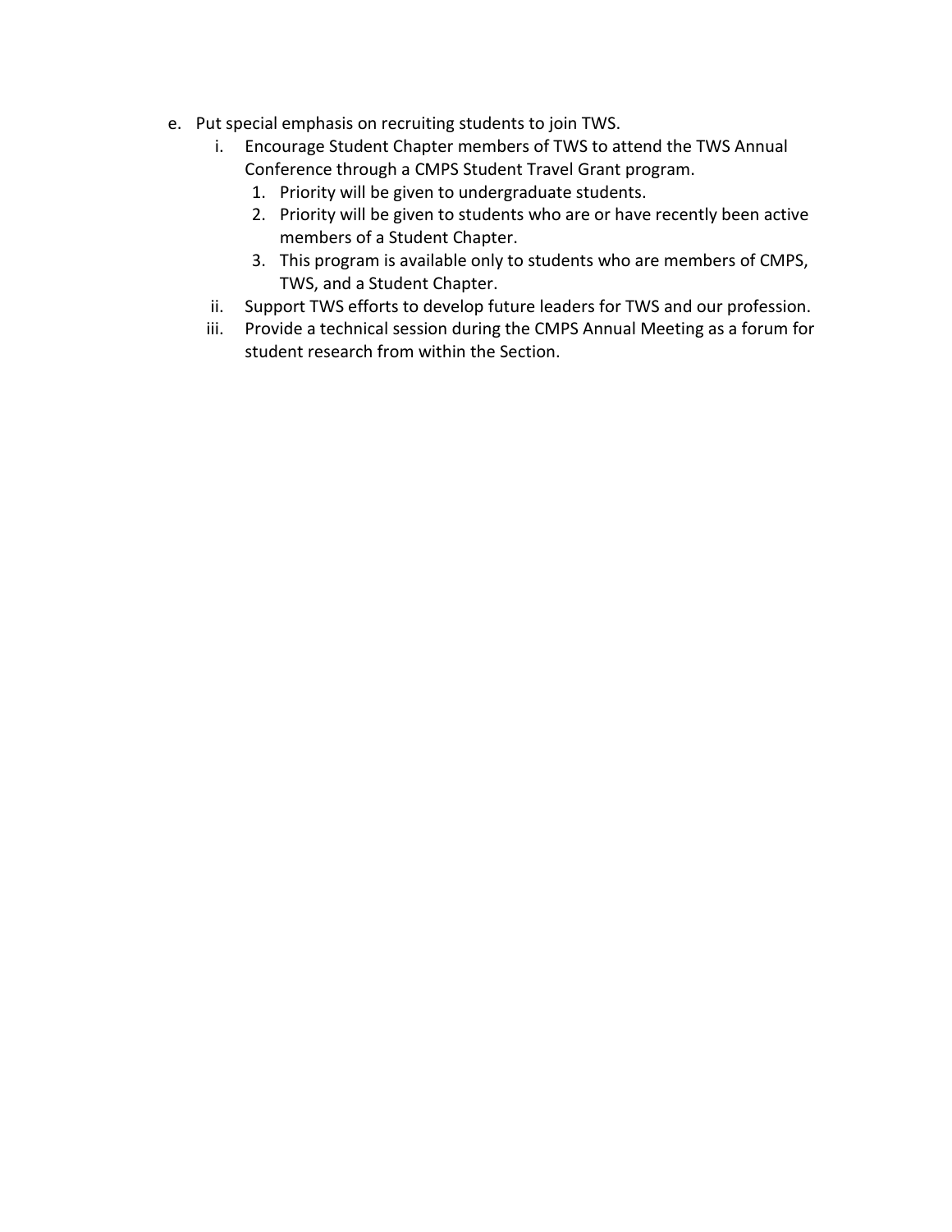e. Put special emphasis on recruiting students to join TWS.
   i. Encourage Student Chapter members of TWS to attend the TWS Annual Conference through a CMPS Student Travel Grant program.
      1. Priority will be given to undergraduate students.
      2. Priority will be given to students who are or have recently been active members of a Student Chapter.
      3. This program is available only to students who are members of CMPS, TWS, and a Student Chapter.
   ii. Support TWS efforts to develop future leaders for TWS and our profession.
   iii. Provide a technical session during the CMPS Annual Meeting as a forum for student research from within the Section.